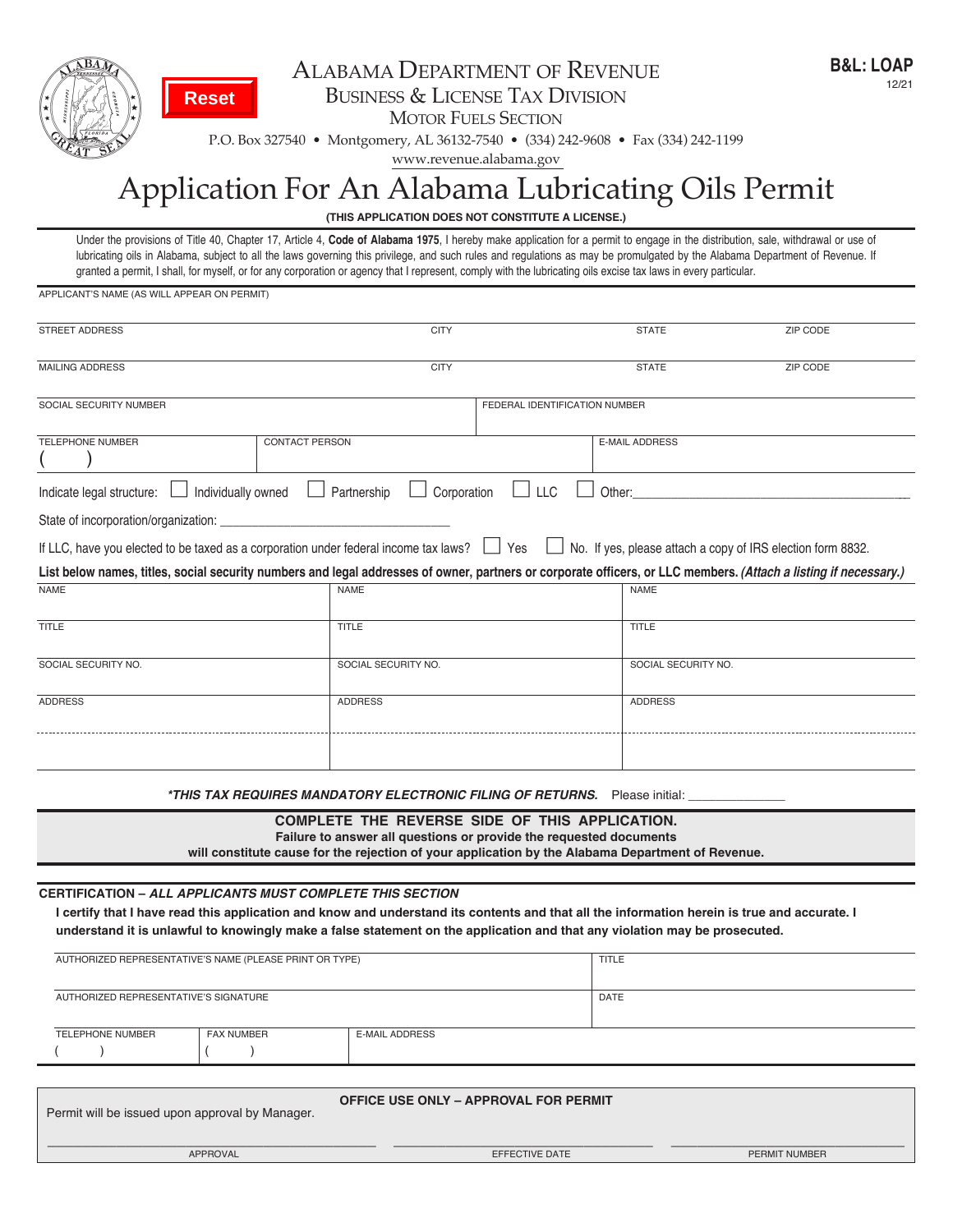Reset

# Alabama Department of Revenue

## Business & License Tax Division

### Motor Fuels Section

P.O. Box 327540 • Montgomery, AL 36132-7540 • (334) 242-9608 • Fax (334) 242-1199

www.revenue.alabama.gov

**B&L: LOAP**
12/21

# Application For An Alabama Lubricating Oils Permit

**(THIS APPLICATION DOES NOT CONSTITUTE A LICENSE.)**

Under the provisions of Title 40, Chapter 17, Article 4, **Code of Alabama 1975**, I hereby make application for a permit to engage in the distribution, sale, withdrawal or use of lubricating oils in Alabama, subject to all the laws governing this privilege, and such rules and regulations as may be promulgated by the Alabama Department of Revenue. If granted a permit, I shall, for myself, or for any corporation or agency that I represent, comply with the lubricating oils excise tax laws in every particular.

APPLICANT'S NAME (AS WILL APPEAR ON PERMIT)

| STREET ADDRESS | CITY | STATE | ZIP CODE |
|---|---|---|---|
| | | | |

| MAILING ADDRESS | CITY | STATE | ZIP CODE |
|---|---|---|---|
| | | | |

| SOCIAL SECURITY NUMBER | FEDERAL IDENTIFICATION NUMBER |
|---|---|
| | |

| TELEPHONE NUMBER | CONTACT PERSON | E-MAIL ADDRESS |
|---|---|---|
| ( ) | | |

Indicate legal structure: ☐ Individually owned ☐ Partnership ☐ Corporation ☐ LLC ☐ Other: ______________________

State of incorporation/organization: ______________________

If LLC, have you elected to be taxed as a corporation under federal income tax laws? ☐ Yes ☐ No. If yes, please attach a copy of IRS election form 8832.

**List below names, titles, social security numbers and legal addresses of owner, partners or corporate officers, or LLC members.** ***(Attach a listing if necessary.)***

| NAME | NAME | NAME |
|---|---|---|
| TITLE | TITLE | TITLE |
| SOCIAL SECURITY NO. | SOCIAL SECURITY NO. | SOCIAL SECURITY NO. |
| ADDRESS | ADDRESS | ADDRESS |
| | | |

***\*THIS TAX REQUIRES MANDATORY ELECTRONIC FILING OF RETURNS.*** Please initial: ______________

**COMPLETE THE REVERSE SIDE OF THIS APPLICATION.**
**Failure to answer all questions or provide the requested documents will constitute cause for the rejection of your application by the Alabama Department of Revenue.**

**CERTIFICATION –** ***ALL APPLICANTS MUST COMPLETE THIS SECTION***

**I certify that I have read this application and know and understand its contents and that all the information herein is true and accurate. I understand it is unlawful to knowingly make a false statement on the application and that any violation may be prosecuted.**

| AUTHORIZED REPRESENTATIVE'S NAME (PLEASE PRINT OR TYPE) | TITLE |
|---|---|
| AUTHORIZED REPRESENTATIVE'S SIGNATURE | DATE |

| TELEPHONE NUMBER | FAX NUMBER | E-MAIL ADDRESS |
|---|---|---|
| ( ) | ( ) | |

**OFFICE USE ONLY – APPROVAL FOR PERMIT**

Permit will be issued upon approval by Manager.

| APPROVAL | EFFECTIVE DATE | PERMIT NUMBER |
|---|---|---|
| | | |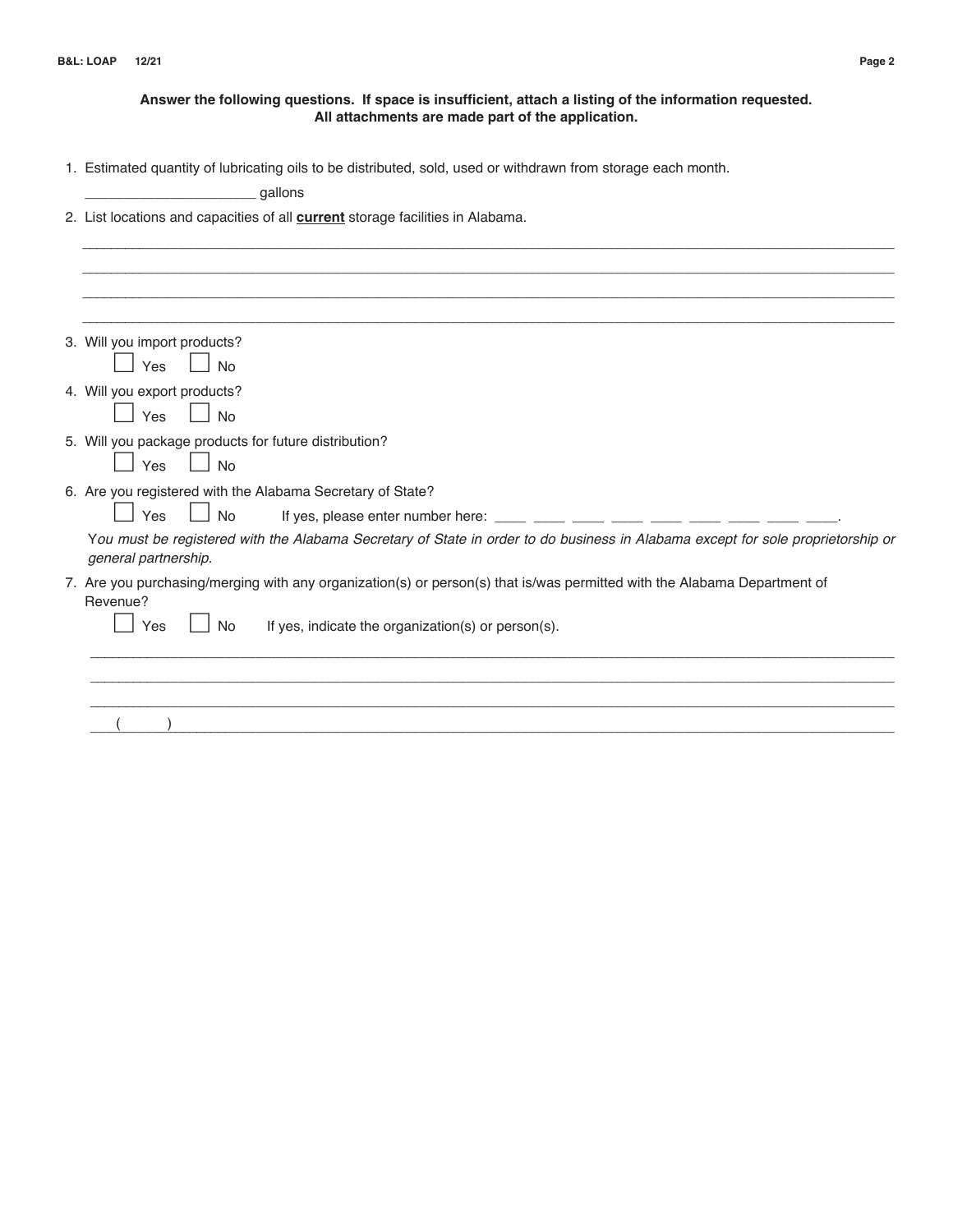**Answer the following questions. If space is insufficient, attach a listing of the information requested. All attachments are made part of the application.**

1. Estimated quantity of lubricating oils to be distributed, sold, used or withdrawn from storage each month.

   ______________________ gallons

2. List locations and capacities of all **current** storage facilities in Alabama.

   ____________________________________________________________________________________________

   ____________________________________________________________________________________________

   ____________________________________________________________________________________________

   ____________________________________________________________________________________________

3. Will you import products?

   ☐ Yes ☐ No

4. Will you export products?

   ☐ Yes ☐ No

5. Will you package products for future distribution?

   ☐ Yes ☐ No

6. Are you registered with the Alabama Secretary of State?

   ☐ Yes ☐ No If yes, please enter number here: ____ ____ ____ ____ ____ ____ ____ ____ ____.

   *You must be registered with the Alabama Secretary of State in order to do business in Alabama except for sole proprietorship or general partnership.*

7. Are you purchasing/merging with any organization(s) or person(s) that is/was permitted with the Alabama Department of Revenue?

   ☐ Yes ☐ No If yes, indicate the organization(s) or person(s).

   ____________________________________________________________________________________________

   ____________________________________________________________________________________________

   ____________________________________________________________________________________________

   ___(      )_________________________________________________________________________________